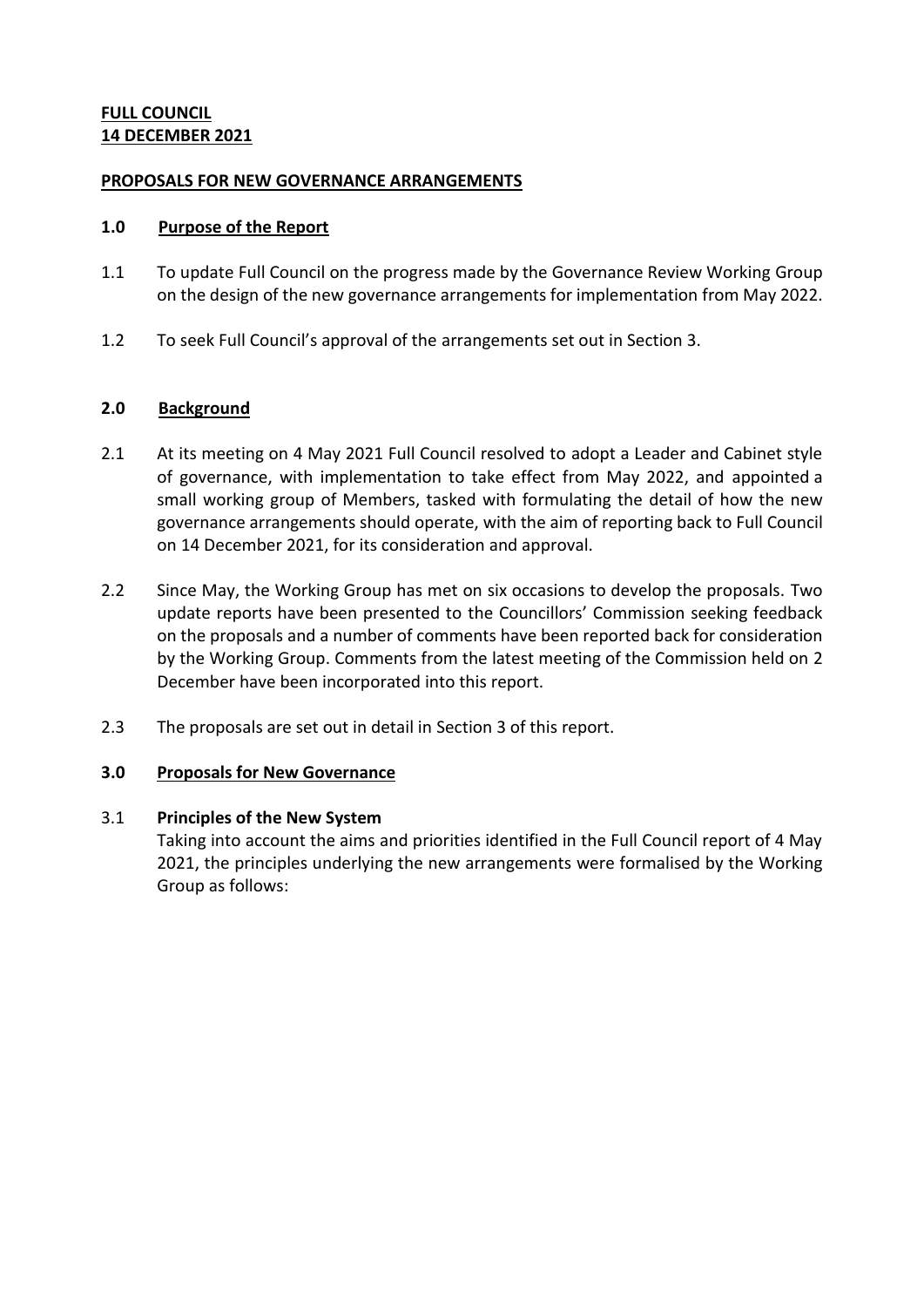**FULL COUNCIL**
**14 DECEMBER 2021**

**PROPOSALS FOR NEW GOVERNANCE ARRANGEMENTS**

## 1.0 Purpose of the Report

1.1 To update Full Council on the progress made by the Governance Review Working Group on the design of the new governance arrangements for implementation from May 2022.

1.2 To seek Full Council's approval of the arrangements set out in Section 3.

## 2.0 Background

2.1 At its meeting on 4 May 2021 Full Council resolved to adopt a Leader and Cabinet style of governance, with implementation to take effect from May 2022, and appointed a small working group of Members, tasked with formulating the detail of how the new governance arrangements should operate, with the aim of reporting back to Full Council on 14 December 2021, for its consideration and approval.

2.2 Since May, the Working Group has met on six occasions to develop the proposals. Two update reports have been presented to the Councillors' Commission seeking feedback on the proposals and a number of comments have been reported back for consideration by the Working Group. Comments from the latest meeting of the Commission held on 2 December have been incorporated into this report.

2.3 The proposals are set out in detail in Section 3 of this report.

## 3.0 Proposals for New Governance

3.1 **Principles of the New System**
Taking into account the aims and priorities identified in the Full Council report of 4 May 2021, the principles underlying the new arrangements were formalised by the Working Group as follows: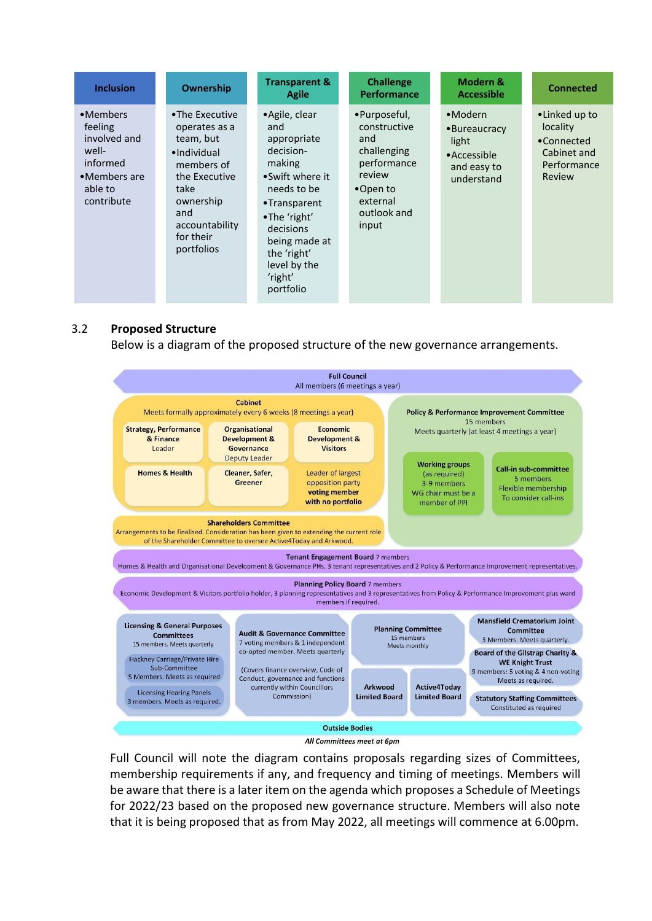| Inclusion | Ownership | Transparent & Agile | Challenge Performance | Modern & Accessible | Connected |
|---|---|---|---|---|---|
| • Members feeling involved and well-informed<br>• Members are able to contribute | • The Executive operates as a team, but<br>• Individual members of the Executive take ownership and accountability for their portfolios | • Agile, clear and appropriate decision-making<br>• Swift where it needs to be<br>• Transparent<br>• The 'right' decisions being made at the 'right' level by the 'right' portfolio | • Purposeful, constructive and challenging performance review<br>• Open to external outlook and input | • Modern<br>• Bureaucracy light<br>• Accessible and easy to understand | • Linked up to locality<br>• Connected Cabinet and Performance Review |

## 3.2 Proposed Structure

Below is a diagram of the proposed structure of the new governance arrangements.

**Full Council**
All members (6 meetings a year)

**Cabinet**
Meets formally approximately every 6 weeks (8 meetings a year)

- **Strategy, Performance & Finance** – Leader
- **Organisational Development & Governance** – Deputy Leader
- **Economic Development & Visitors**
- **Homes & Health**
- **Cleaner, Safer, Greener**
- Leader of largest opposition party **voting member with no portfolio**

**Policy & Performance Improvement Committee**
15 members
Meets quarterly (at least 4 meetings a year)

- **Working groups** (as required) 3-9 members. WG chair must be a member of PPI
- **Call-in sub-committee** 5 members. Flexible membership. To consider call-ins

**Shareholders Committee**
Arrangements to be finalised. Consideration has been given to extending the current role of the Shareholder Committee to oversee Active4Today and Arkwood.

**Tenant Engagement Board** 7 members
Homes & Health and Organisational Development & Governance PHs, 3 tenant representatives and 2 Policy & Performance Improvement representatives.

**Planning Policy Board** 7 members
Economic Development & Visitors portfolio holder, 3 planning representatives and 3 representatives from Policy & Performance Improvement plus ward members if required.

**Licensing & General Purposes Committees**
15 members. Meets quarterly

- Hackney Carriage/Private Hire Sub-Committee – 5 Members. Meets as required
- Licensing Hearing Panels – 3 members. Meets as required.

**Audit & Governance Committee**
7 voting members & 1 independent co-opted member. Meets quarterly

(Covers finance overview, Code of Conduct, governance and functions currently within Councillors Commission)

**Planning Committee**
15 members
Meets monthly

**Arkwood Limited Board**

**Active4Today Limited Board**

**Mansfield Crematorium Joint Committee**
3 Members. Meets quarterly.

**Board of the Gilstrap Charity & WE Knight Trust**
9 members: 5 voting & 4 non-voting
Meets as required.

**Statutory Staffing Committees**
Constituted as required

**Outside Bodies**

*All Committees meet at 6pm*

Full Council will note the diagram contains proposals regarding sizes of Committees, membership requirements if any, and frequency and timing of meetings. Members will be aware that there is a later item on the agenda which proposes a Schedule of Meetings for 2022/23 based on the proposed new governance structure. Members will also note that it is being proposed that as from May 2022, all meetings will commence at 6.00pm.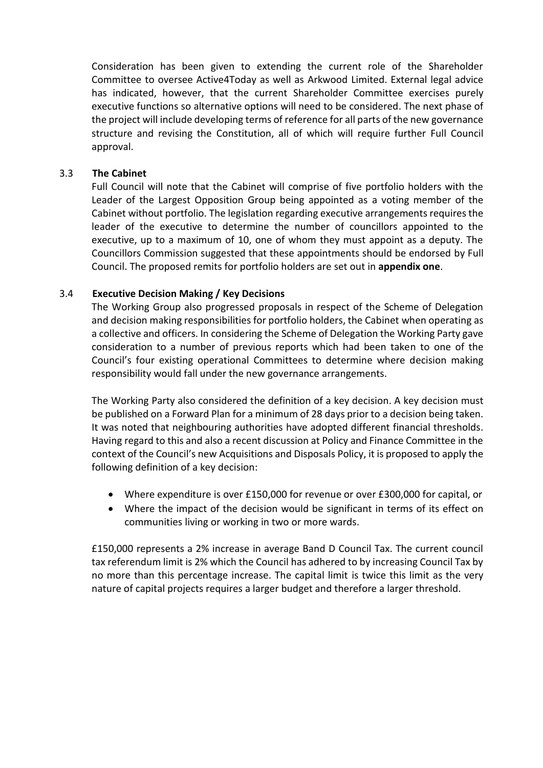Consideration has been given to extending the current role of the Shareholder Committee to oversee Active4Today as well as Arkwood Limited. External legal advice has indicated, however, that the current Shareholder Committee exercises purely executive functions so alternative options will need to be considered. The next phase of the project will include developing terms of reference for all parts of the new governance structure and revising the Constitution, all of which will require further Full Council approval.

### 3.3 The Cabinet

Full Council will note that the Cabinet will comprise of five portfolio holders with the Leader of the Largest Opposition Group being appointed as a voting member of the Cabinet without portfolio. The legislation regarding executive arrangements requires the leader of the executive to determine the number of councillors appointed to the executive, up to a maximum of 10, one of whom they must appoint as a deputy. The Councillors Commission suggested that these appointments should be endorsed by Full Council. The proposed remits for portfolio holders are set out in **appendix one**.

### 3.4 Executive Decision Making / Key Decisions

The Working Group also progressed proposals in respect of the Scheme of Delegation and decision making responsibilities for portfolio holders, the Cabinet when operating as a collective and officers. In considering the Scheme of Delegation the Working Party gave consideration to a number of previous reports which had been taken to one of the Council's four existing operational Committees to determine where decision making responsibility would fall under the new governance arrangements.

The Working Party also considered the definition of a key decision. A key decision must be published on a Forward Plan for a minimum of 28 days prior to a decision being taken. It was noted that neighbouring authorities have adopted different financial thresholds. Having regard to this and also a recent discussion at Policy and Finance Committee in the context of the Council's new Acquisitions and Disposals Policy, it is proposed to apply the following definition of a key decision:

- Where expenditure is over £150,000 for revenue or over £300,000 for capital, or
- Where the impact of the decision would be significant in terms of its effect on communities living or working in two or more wards.

£150,000 represents a 2% increase in average Band D Council Tax. The current council tax referendum limit is 2% which the Council has adhered to by increasing Council Tax by no more than this percentage increase. The capital limit is twice this limit as the very nature of capital projects requires a larger budget and therefore a larger threshold.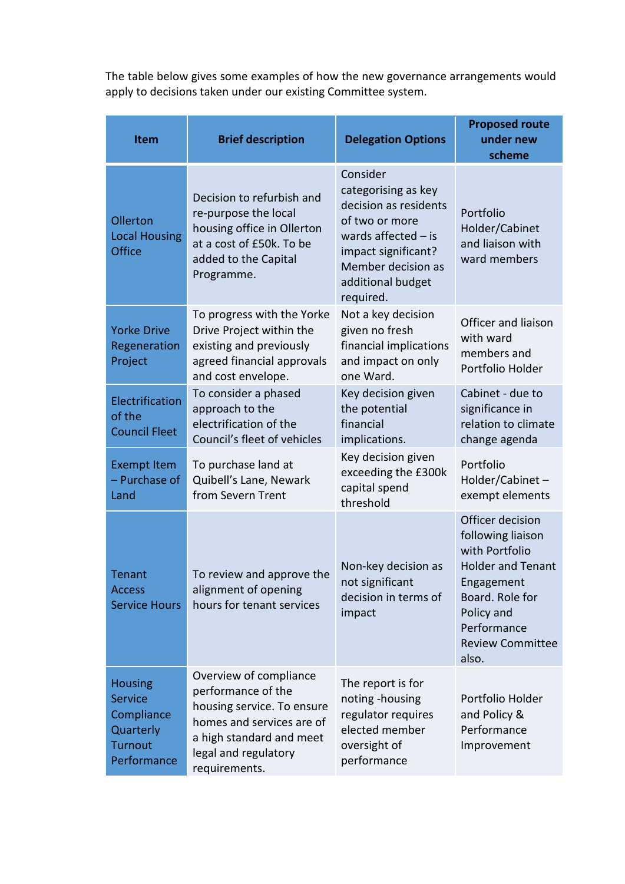The table below gives some examples of how the new governance arrangements would apply to decisions taken under our existing Committee system.

| Item | Brief description | Delegation Options | Proposed route under new scheme |
|---|---|---|---|
| Ollerton Local Housing Office | Decision to refurbish and re-purpose the local housing office in Ollerton at a cost of £50k. To be added to the Capital Programme. | Consider categorising as key decision as residents of two or more wards affected – is impact significant? Member decision as additional budget required. | Portfolio Holder/Cabinet and liaison with ward members |
| Yorke Drive Regeneration Project | To progress with the Yorke Drive Project within the existing and previously agreed financial approvals and cost envelope. | Not a key decision given no fresh financial implications and impact on only one Ward. | Officer and liaison with ward members and Portfolio Holder |
| Electrification of the Council Fleet | To consider a phased approach to the electrification of the Council's fleet of vehicles | Key decision given the potential financial implications. | Cabinet - due to significance in relation to climate change agenda |
| Exempt Item – Purchase of Land | To purchase land at Quibell's Lane, Newark from Severn Trent | Key decision given exceeding the £300k capital spend threshold | Portfolio Holder/Cabinet – exempt elements |
| Tenant Access Service Hours | To review and approve the alignment of opening hours for tenant services | Non-key decision as not significant decision in terms of impact | Officer decision following liaison with Portfolio Holder and Tenant Engagement Board. Role for Policy and Performance Review Committee also. |
| Housing Service Compliance Quarterly Turnout Performance | Overview of compliance performance of the housing service. To ensure homes and services are of a high standard and meet legal and regulatory requirements. | The report is for noting -housing regulator requires elected member oversight of performance | Portfolio Holder and Policy & Performance Improvement |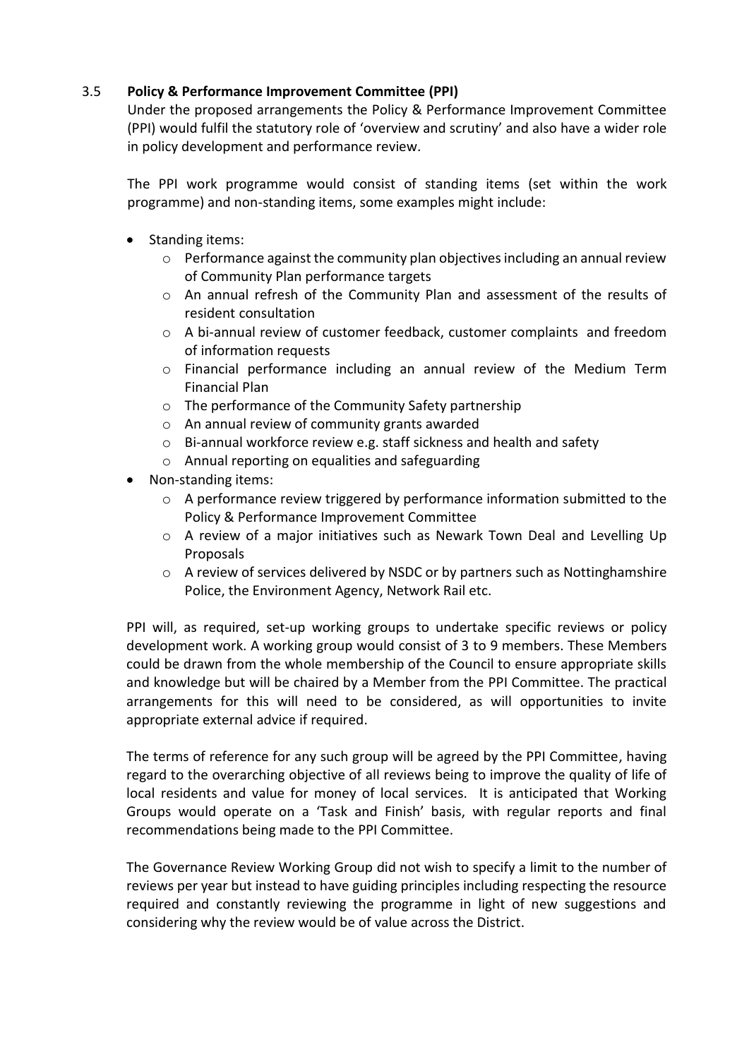### 3.5 **Policy & Performance Improvement Committee (PPI)**

Under the proposed arrangements the Policy & Performance Improvement Committee (PPI) would fulfil the statutory role of 'overview and scrutiny' and also have a wider role in policy development and performance review.

The PPI work programme would consist of standing items (set within the work programme) and non-standing items, some examples might include:

- Standing items:
  - Performance against the community plan objectives including an annual review of Community Plan performance targets
  - An annual refresh of the Community Plan and assessment of the results of resident consultation
  - A bi-annual review of customer feedback, customer complaints and freedom of information requests
  - Financial performance including an annual review of the Medium Term Financial Plan
  - The performance of the Community Safety partnership
  - An annual review of community grants awarded
  - Bi-annual workforce review e.g. staff sickness and health and safety
  - Annual reporting on equalities and safeguarding
- Non-standing items:
  - A performance review triggered by performance information submitted to the Policy & Performance Improvement Committee
  - A review of a major initiatives such as Newark Town Deal and Levelling Up Proposals
  - A review of services delivered by NSDC or by partners such as Nottinghamshire Police, the Environment Agency, Network Rail etc.

PPI will, as required, set-up working groups to undertake specific reviews or policy development work. A working group would consist of 3 to 9 members. These Members could be drawn from the whole membership of the Council to ensure appropriate skills and knowledge but will be chaired by a Member from the PPI Committee. The practical arrangements for this will need to be considered, as will opportunities to invite appropriate external advice if required.

The terms of reference for any such group will be agreed by the PPI Committee, having regard to the overarching objective of all reviews being to improve the quality of life of local residents and value for money of local services. It is anticipated that Working Groups would operate on a 'Task and Finish' basis, with regular reports and final recommendations being made to the PPI Committee.

The Governance Review Working Group did not wish to specify a limit to the number of reviews per year but instead to have guiding principles including respecting the resource required and constantly reviewing the programme in light of new suggestions and considering why the review would be of value across the District.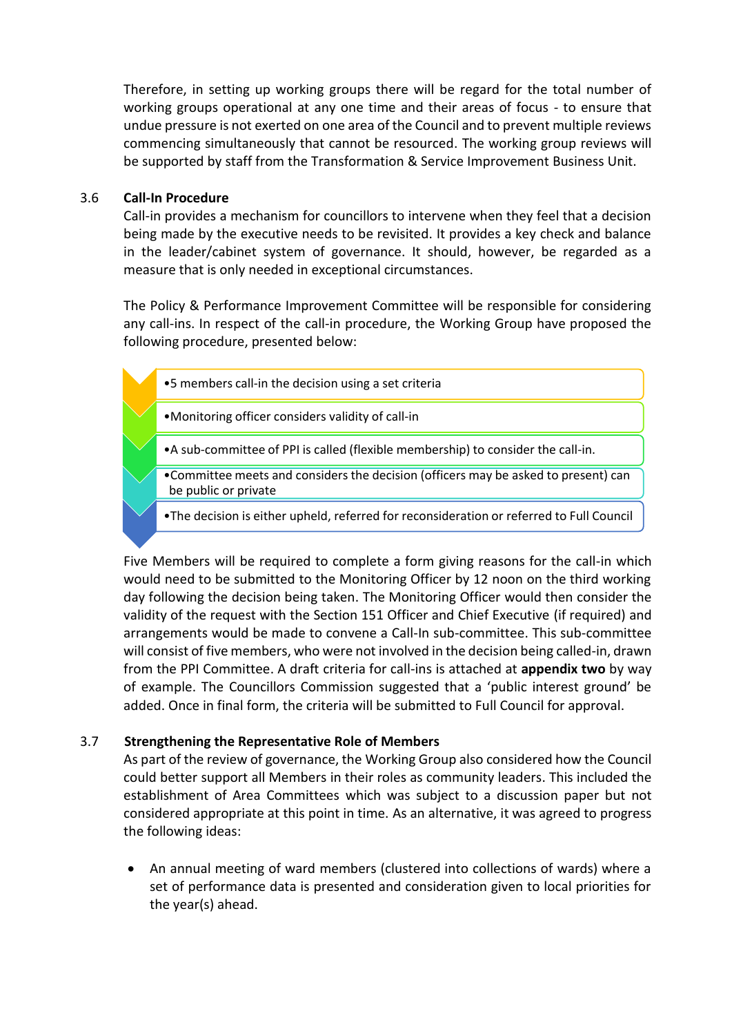Therefore, in setting up working groups there will be regard for the total number of working groups operational at any one time and their areas of focus - to ensure that undue pressure is not exerted on one area of the Council and to prevent multiple reviews commencing simultaneously that cannot be resourced. The working group reviews will be supported by staff from the Transformation & Service Improvement Business Unit.

### 3.6 Call-In Procedure

Call-in provides a mechanism for councillors to intervene when they feel that a decision being made by the executive needs to be revisited. It provides a key check and balance in the leader/cabinet system of governance. It should, however, be regarded as a measure that is only needed in exceptional circumstances.

The Policy & Performance Improvement Committee will be responsible for considering any call-ins. In respect of the call-in procedure, the Working Group have proposed the following procedure, presented below:

- 5 members call-in the decision using a set criteria
- Monitoring officer considers validity of call-in
- A sub-committee of PPI is called (flexible membership) to consider the call-in.
- Committee meets and considers the decision (officers may be asked to present) can be public or private
- The decision is either upheld, referred for reconsideration or referred to Full Council

Five Members will be required to complete a form giving reasons for the call-in which would need to be submitted to the Monitoring Officer by 12 noon on the third working day following the decision being taken. The Monitoring Officer would then consider the validity of the request with the Section 151 Officer and Chief Executive (if required) and arrangements would be made to convene a Call-In sub-committee. This sub-committee will consist of five members, who were not involved in the decision being called-in, drawn from the PPI Committee. A draft criteria for call-ins is attached at **appendix two** by way of example. The Councillors Commission suggested that a 'public interest ground' be added. Once in final form, the criteria will be submitted to Full Council for approval.

### 3.7 Strengthening the Representative Role of Members

As part of the review of governance, the Working Group also considered how the Council could better support all Members in their roles as community leaders. This included the establishment of Area Committees which was subject to a discussion paper but not considered appropriate at this point in time. As an alternative, it was agreed to progress the following ideas:

- An annual meeting of ward members (clustered into collections of wards) where a set of performance data is presented and consideration given to local priorities for the year(s) ahead.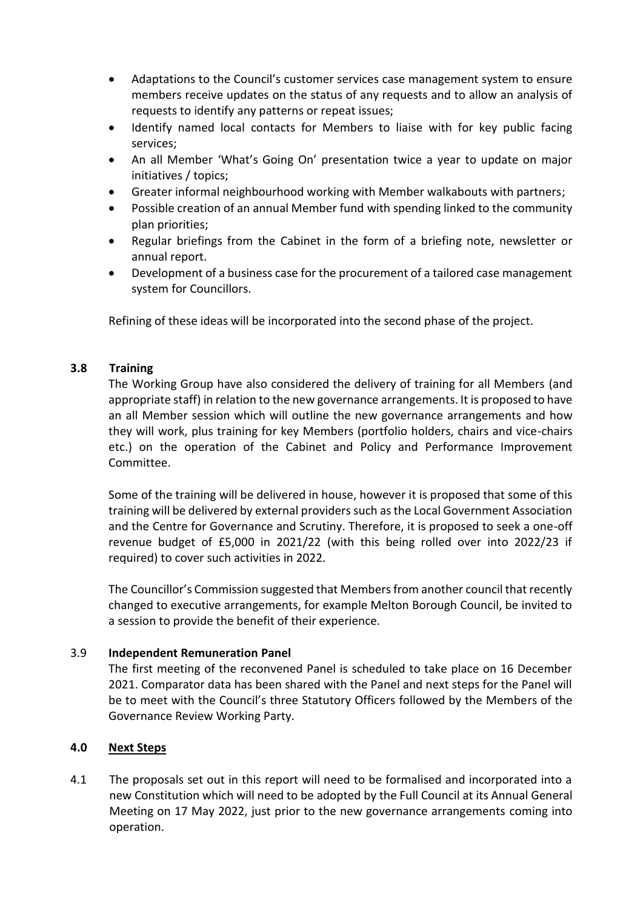- Adaptations to the Council's customer services case management system to ensure members receive updates on the status of any requests and to allow an analysis of requests to identify any patterns or repeat issues;
- Identify named local contacts for Members to liaise with for key public facing services;
- An all Member 'What's Going On' presentation twice a year to update on major initiatives / topics;
- Greater informal neighbourhood working with Member walkabouts with partners;
- Possible creation of an annual Member fund with spending linked to the community plan priorities;
- Regular briefings from the Cabinet in the form of a briefing note, newsletter or annual report.
- Development of a business case for the procurement of a tailored case management system for Councillors.

Refining of these ideas will be incorporated into the second phase of the project.

**3.8 Training**

The Working Group have also considered the delivery of training for all Members (and appropriate staff) in relation to the new governance arrangements. It is proposed to have an all Member session which will outline the new governance arrangements and how they will work, plus training for key Members (portfolio holders, chairs and vice-chairs etc.) on the operation of the Cabinet and Policy and Performance Improvement Committee.

Some of the training will be delivered in house, however it is proposed that some of this training will be delivered by external providers such as the Local Government Association and the Centre for Governance and Scrutiny. Therefore, it is proposed to seek a one-off revenue budget of £5,000 in 2021/22 (with this being rolled over into 2022/23 if required) to cover such activities in 2022.

The Councillor's Commission suggested that Members from another council that recently changed to executive arrangements, for example Melton Borough Council, be invited to a session to provide the benefit of their experience.

3.9 **Independent Remuneration Panel**

The first meeting of the reconvened Panel is scheduled to take place on 16 December 2021. Comparator data has been shared with the Panel and next steps for the Panel will be to meet with the Council's three Statutory Officers followed by the Members of the Governance Review Working Party.

**4.0 Next Steps**

4.1 The proposals set out in this report will need to be formalised and incorporated into a new Constitution which will need to be adopted by the Full Council at its Annual General Meeting on 17 May 2022, just prior to the new governance arrangements coming into operation.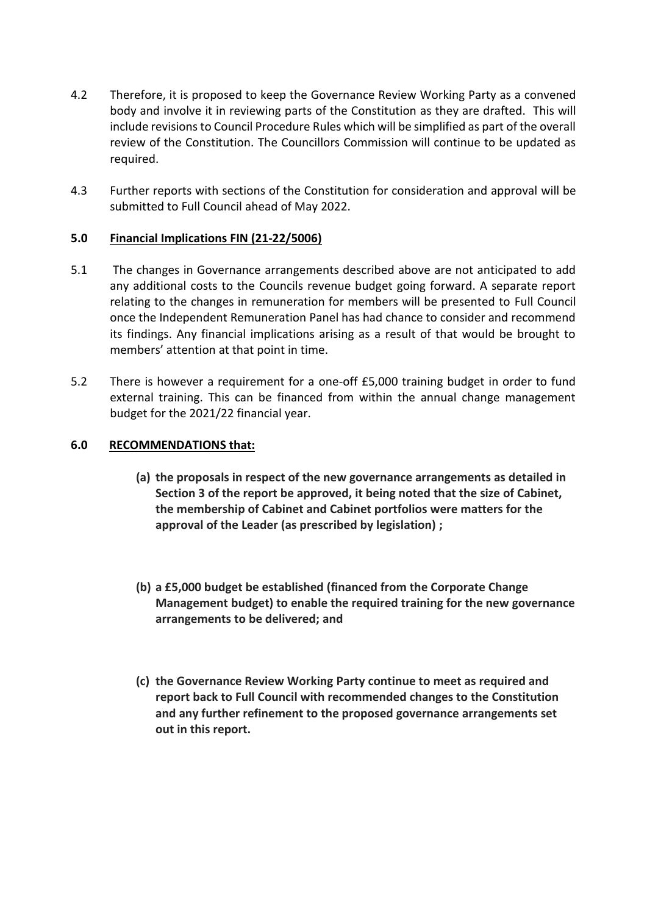4.2 Therefore, it is proposed to keep the Governance Review Working Party as a convened body and involve it in reviewing parts of the Constitution as they are drafted. This will include revisions to Council Procedure Rules which will be simplified as part of the overall review of the Constitution. The Councillors Commission will continue to be updated as required.

4.3 Further reports with sections of the Constitution for consideration and approval will be submitted to Full Council ahead of May 2022.

## 5.0 Financial Implications FIN (21-22/5006)

5.1 The changes in Governance arrangements described above are not anticipated to add any additional costs to the Councils revenue budget going forward. A separate report relating to the changes in remuneration for members will be presented to Full Council once the Independent Remuneration Panel has had chance to consider and recommend its findings. Any financial implications arising as a result of that would be brought to members' attention at that point in time.

5.2 There is however a requirement for a one-off £5,000 training budget in order to fund external training. This can be financed from within the annual change management budget for the 2021/22 financial year.

## 6.0 RECOMMENDATIONS that:

**(a) the proposals in respect of the new governance arrangements as detailed in Section 3 of the report be approved, it being noted that the size of Cabinet, the membership of Cabinet and Cabinet portfolios were matters for the approval of the Leader (as prescribed by legislation) ;**

**(b) a £5,000 budget be established (financed from the Corporate Change Management budget) to enable the required training for the new governance arrangements to be delivered; and**

**(c) the Governance Review Working Party continue to meet as required and report back to Full Council with recommended changes to the Constitution and any further refinement to the proposed governance arrangements set out in this report.**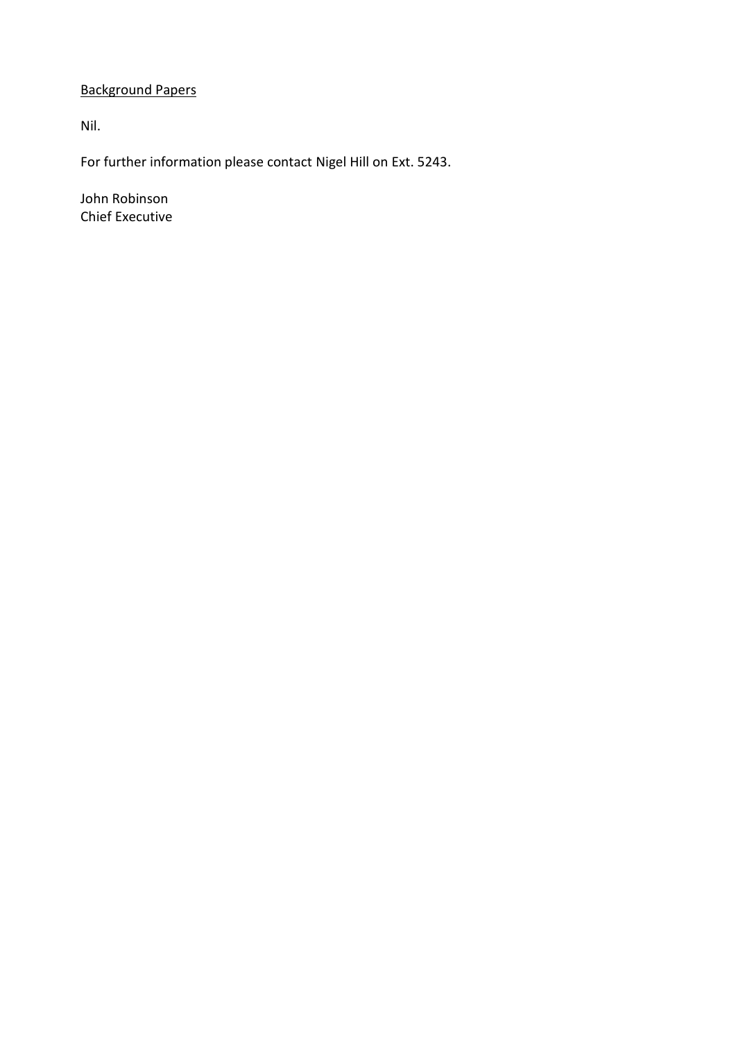Background Papers

Nil.

For further information please contact Nigel Hill on Ext. 5243.

John Robinson
Chief Executive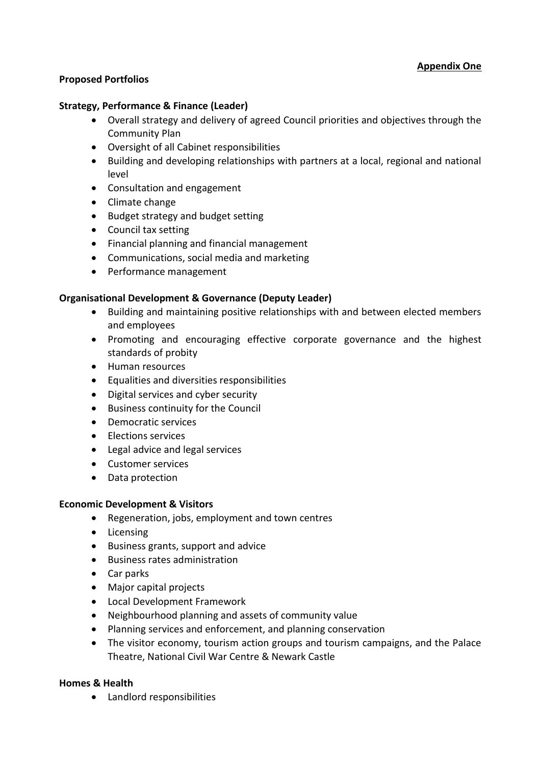**Appendix One**

**Proposed Portfolios**

**Strategy, Performance & Finance (Leader)**

- Overall strategy and delivery of agreed Council priorities and objectives through the Community Plan
- Oversight of all Cabinet responsibilities
- Building and developing relationships with partners at a local, regional and national level
- Consultation and engagement
- Climate change
- Budget strategy and budget setting
- Council tax setting
- Financial planning and financial management
- Communications, social media and marketing
- Performance management

**Organisational Development & Governance (Deputy Leader)**

- Building and maintaining positive relationships with and between elected members and employees
- Promoting and encouraging effective corporate governance and the highest standards of probity
- Human resources
- Equalities and diversities responsibilities
- Digital services and cyber security
- Business continuity for the Council
- Democratic services
- Elections services
- Legal advice and legal services
- Customer services
- Data protection

**Economic Development & Visitors**

- Regeneration, jobs, employment and town centres
- Licensing
- Business grants, support and advice
- Business rates administration
- Car parks
- Major capital projects
- Local Development Framework
- Neighbourhood planning and assets of community value
- Planning services and enforcement, and planning conservation
- The visitor economy, tourism action groups and tourism campaigns, and the Palace Theatre, National Civil War Centre & Newark Castle

**Homes & Health**

- Landlord responsibilities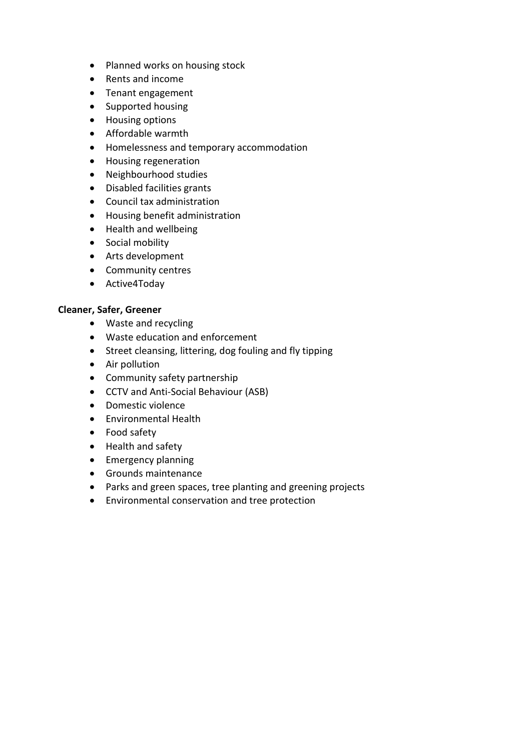- Planned works on housing stock
- Rents and income
- Tenant engagement
- Supported housing
- Housing options
- Affordable warmth
- Homelessness and temporary accommodation
- Housing regeneration
- Neighbourhood studies
- Disabled facilities grants
- Council tax administration
- Housing benefit administration
- Health and wellbeing
- Social mobility
- Arts development
- Community centres
- Active4Today

**Cleaner, Safer, Greener**

- Waste and recycling
- Waste education and enforcement
- Street cleansing, littering, dog fouling and fly tipping
- Air pollution
- Community safety partnership
- CCTV and Anti-Social Behaviour (ASB)
- Domestic violence
- Environmental Health
- Food safety
- Health and safety
- Emergency planning
- Grounds maintenance
- Parks and green spaces, tree planting and greening projects
- Environmental conservation and tree protection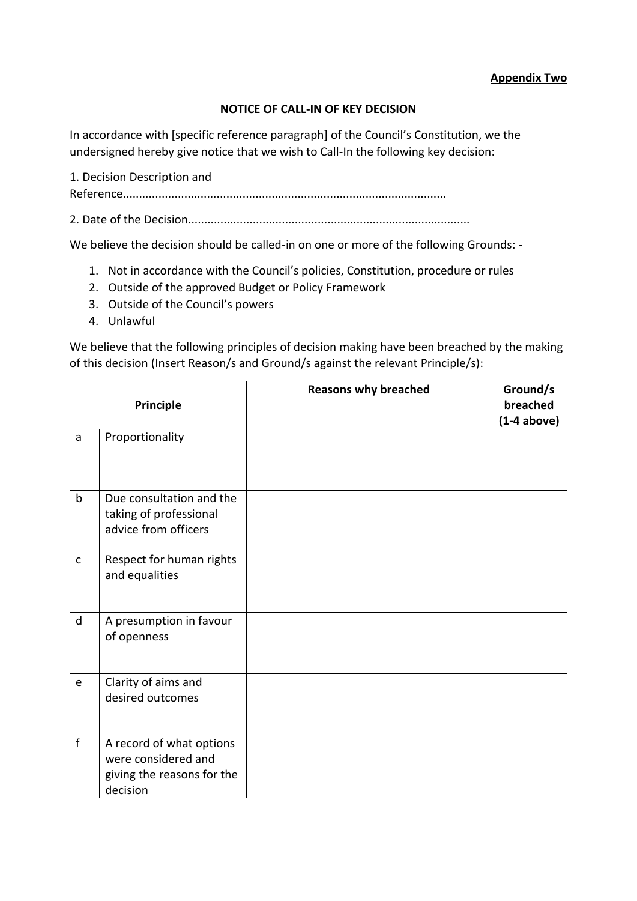**Appendix Two**

**NOTICE OF CALL-IN OF KEY DECISION**

In accordance with [specific reference paragraph] of the Council's Constitution, we the undersigned hereby give notice that we wish to Call-In the following key decision:

1. Decision Description and Reference...................................................................................................

2. Date of the Decision......................................................................................

We believe the decision should be called-in on one or more of the following Grounds: -

1. Not in accordance with the Council's policies, Constitution, procedure or rules
2. Outside of the approved Budget or Policy Framework
3. Outside of the Council's powers
4. Unlawful

We believe that the following principles of decision making have been breached by the making of this decision (Insert Reason/s and Ground/s against the relevant Principle/s):

| Principle | | Reasons why breached | Ground/s breached (1-4 above) |
|---|---|---|---|
| a | Proportionality | | |
| b | Due consultation and the taking of professional advice from officers | | |
| c | Respect for human rights and equalities | | |
| d | A presumption in favour of openness | | |
| e | Clarity of aims and desired outcomes | | |
| f | A record of what options were considered and giving the reasons for the decision | | |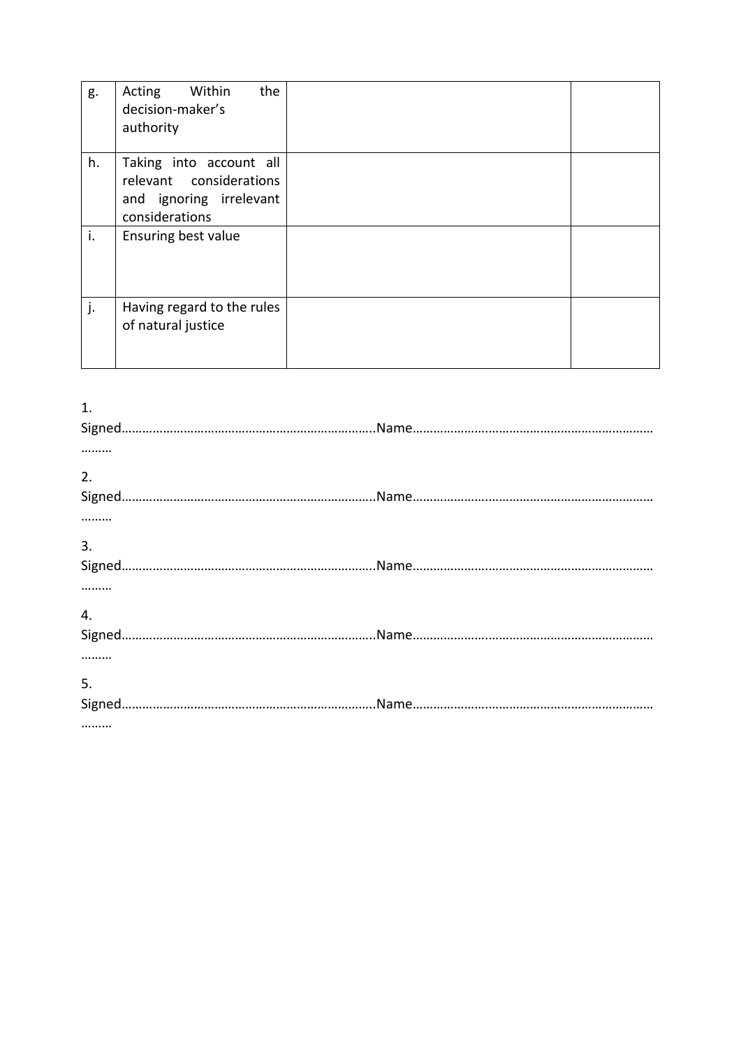| | | | |
|---|---|---|---|
| g. | Acting Within the decision-maker's authority | | |
| h. | Taking into account all relevant considerations and ignoring irrelevant considerations | | |
| i. | Ensuring best value | | |
| j. | Having regard to the rules of natural justice | | |

1.
Signed………………………………………………………………..Name……………………………………………………………………

2.
Signed………………………………………………………………..Name……………………………………………………………………

3.
Signed………………………………………………………………..Name……………………………………………………………………

4.
Signed………………………………………………………………..Name……………………………………………………………………

5.
Signed………………………………………………………………..Name……………………………………………………………………